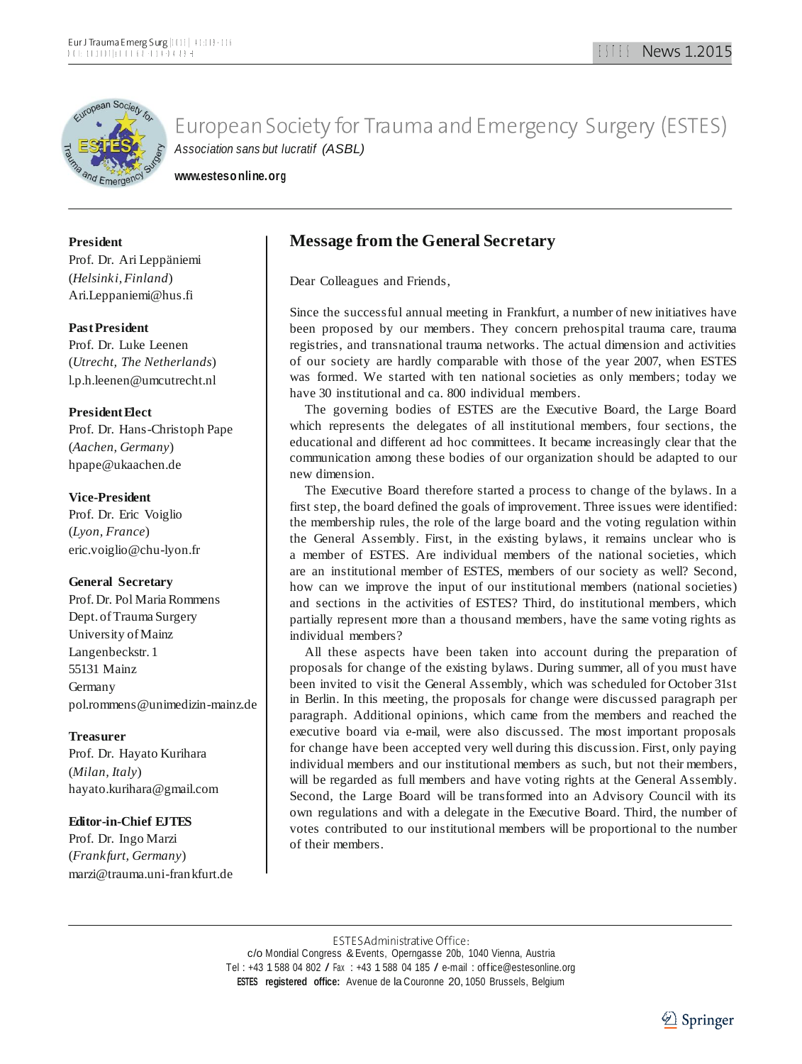# European Society for Trauma and Emergency Surgery (ESTES)

*Association sans but lucratif (ASBL)*

**www.estesonline.org**

**President**
Prof. Dr. Ari Leppäniemi
(*Helsinki, Finland*)
Ari.Leppaniemi@hus.fi

**Past President**
Prof. Dr. Luke Leenen
(*Utrecht, The Netherlands*)
l.p.h.leenen@umcutrecht.nl

**President Elect**
Prof. Dr. Hans-Christoph Pape
(*Aachen, Germany*)
hpape@ukaachen.de

**Vice-President**
Prof. Dr. Eric Voiglio
(*Lyon, France*)
eric.voiglio@chu-lyon.fr

**General Secretary**
Prof. Dr. Pol Maria Rommens
Dept. of Trauma Surgery
University of Mainz
Langenbeckstr. 1
55131 Mainz
Germany
pol.rommens@unimedizin-mainz.de

**Treasurer**
Prof. Dr. Hayato Kurihara
(*Milan, Italy*)
hayato.kurihara@gmail.com

**Editor-in-Chief EJTES**
Prof. Dr. Ingo Marzi
(*Frankfurt, Germany*)
marzi@trauma.uni-frankfurt.de

## Message from the General Secretary

Dear Colleagues and Friends,

Since the successful annual meeting in Frankfurt, a number of new initiatives have been proposed by our members. They concern prehospital trauma care, trauma registries, and transnational trauma networks. The actual dimension and activities of our society are hardly comparable with those of the year 2007, when ESTES was formed. We started with ten national societies as only members; today we have 30 institutional and ca. 800 individual members.

The governing bodies of ESTES are the Executive Board, the Large Board which represents the delegates of all institutional members, four sections, the educational and different ad hoc committees. It became increasingly clear that the communication among these bodies of our organization should be adapted to our new dimension.

The Executive Board therefore started a process to change of the bylaws. In a first step, the board defined the goals of improvement. Three issues were identified: the membership rules, the role of the large board and the voting regulation within the General Assembly. First, in the existing bylaws, it remains unclear who is a member of ESTES. Are individual members of the national societies, which are an institutional member of ESTES, members of our society as well? Second, how can we improve the input of our institutional members (national societies) and sections in the activities of ESTES? Third, do institutional members, which partially represent more than a thousand members, have the same voting rights as individual members?

All these aspects have been taken into account during the preparation of proposals for change of the existing bylaws. During summer, all of you must have been invited to visit the General Assembly, which was scheduled for October 31st in Berlin. In this meeting, the proposals for change were discussed paragraph per paragraph. Additional opinions, which came from the members and reached the executive board via e-mail, were also discussed. The most important proposals for change have been accepted very well during this discussion. First, only paying individual members and our institutional members as such, but not their members, will be regarded as full members and have voting rights at the General Assembly. Second, the Large Board will be transformed into an Advisory Council with its own regulations and with a delegate in the Executive Board. Third, the number of votes contributed to our institutional members will be proportional to the number of their members.

ESTES Administrative Office:
c/o Mondial Congress & Events, Operngasse 20b, 1040 Vienna, Austria
Tel : +43 1 588 04 802 / Fax : +43 1 588 04 185 / e-mail : office@estesonline.org
**ESTES registered office:** Avenue de la Couronne 20, 1050 Brussels, Belgium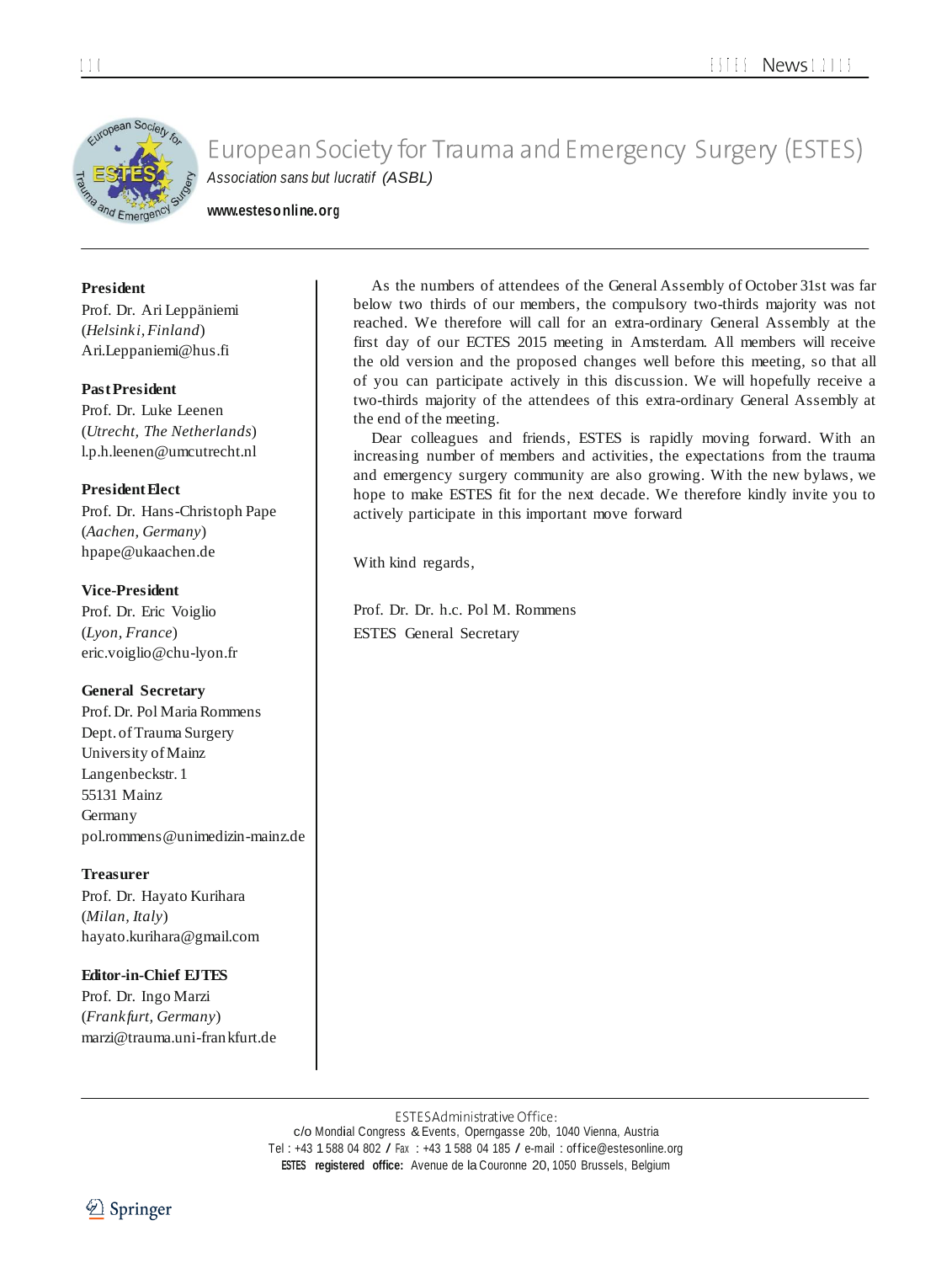# European Society for Trauma and Emergency Surgery (ESTES)

*Association sans but lucratif (ASBL)*

**www.estesonline.org**

**President**
Prof. Dr. Ari Leppäniemi
(*Helsinki, Finland*)
Ari.Leppaniemi@hus.fi

**Past President**
Prof. Dr. Luke Leenen
(*Utrecht, The Netherlands*)
l.p.h.leenen@umcutrecht.nl

**President Elect**
Prof. Dr. Hans-Christoph Pape
(*Aachen, Germany*)
hpape@ukaachen.de

**Vice-President**
Prof. Dr. Eric Voiglio
(*Lyon, France*)
eric.voiglio@chu-lyon.fr

**General Secretary**
Prof. Dr. Pol Maria Rommens
Dept. of Trauma Surgery
University of Mainz
Langenbeckstr. 1
55131 Mainz
Germany
pol.rommens@unimedizin-mainz.de

**Treasurer**
Prof. Dr. Hayato Kurihara
(*Milan, Italy*)
hayato.kurihara@gmail.com

**Editor-in-Chief EJTES**
Prof. Dr. Ingo Marzi
(*Frankfurt, Germany*)
marzi@trauma.uni-frankfurt.de

As the numbers of attendees of the General Assembly of October 31st was far below two thirds of our members, the compulsory two-thirds majority was not reached. We therefore will call for an extra-ordinary General Assembly at the first day of our ECTES 2015 meeting in Amsterdam. All members will receive the old version and the proposed changes well before this meeting, so that all of you can participate actively in this discussion. We will hopefully receive a two-thirds majority of the attendees of this extra-ordinary General Assembly at the end of the meeting.

Dear colleagues and friends, ESTES is rapidly moving forward. With an increasing number of members and activities, the expectations from the trauma and emergency surgery community are also growing. With the new bylaws, we hope to make ESTES fit for the next decade. We therefore kindly invite you to actively participate in this important move forward

With kind regards,

Prof. Dr. Dr. h.c. Pol M. Rommens
ESTES General Secretary

ESTES Administrative Office:
c/o Mondial Congress & Events, Operngasse 20b, 1040 Vienna, Austria
Tel : +43 1 588 04 802 / Fax : +43 1 588 04 185 / e-mail : office@estesonline.org
**ESTES registered office:** Avenue de la Couronne 20, 1050 Brussels, Belgium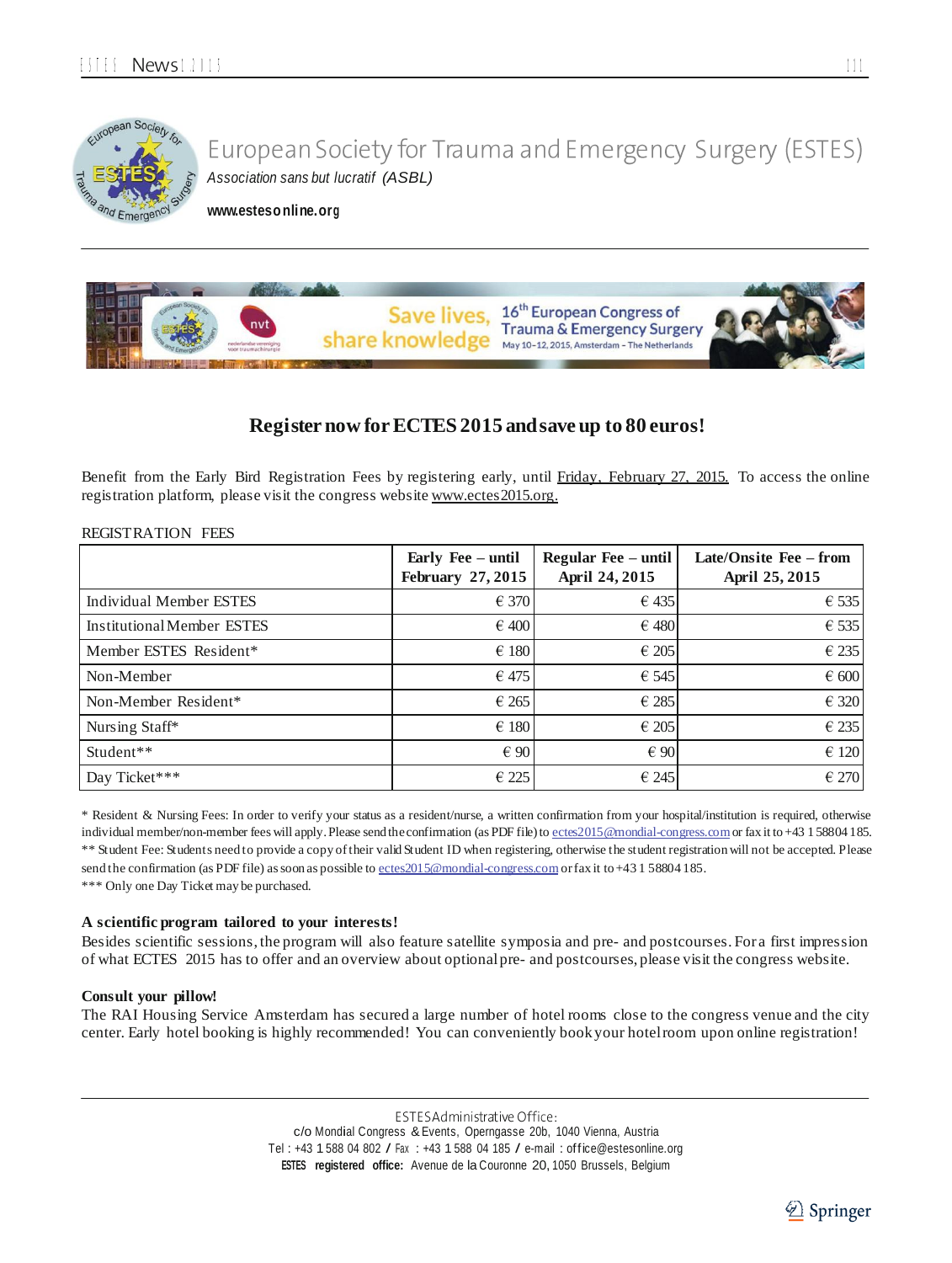European Society for Trauma and Emergency Surgery (ESTES)

*Association sans but lucratif (ASBL)*

**www.estesonline.org**

## Register now for ECTES 2015 and save up to 80 euros!

Benefit from the Early Bird Registration Fees by registering early, until Friday, February 27, 2015. To access the online registration platform, please visit the congress website www.ectes2015.org.

REGISTRATION FEES

| | Early Fee – until February 27, 2015 | Regular Fee – until April 24, 2015 | Late/Onsite Fee – from April 25, 2015 |
|---|---|---|---|
| Individual Member ESTES | € 370 | € 435 | € 535 |
| Institutional Member ESTES | € 400 | € 480 | € 535 |
| Member ESTES Resident* | € 180 | € 205 | € 235 |
| Non-Member | € 475 | € 545 | € 600 |
| Non-Member Resident* | € 265 | € 285 | € 320 |
| Nursing Staff* | € 180 | € 205 | € 235 |
| Student** | € 90 | € 90 | € 120 |
| Day Ticket*** | € 225 | € 245 | € 270 |

\* Resident & Nursing Fees: In order to verify your status as a resident/nurse, a written confirmation from your hospital/institution is required, otherwise individual member/non-member fees will apply. Please send the confirmation (as PDF file) to ectes2015@mondial-congress.com or fax it to +43 1 58804 185.
\*\* Student Fee: Students need to provide a copy of their valid Student ID when registering, otherwise the student registration will not be accepted. Please send the confirmation (as PDF file) as soon as possible to ectes2015@mondial-congress.com or fax it to +43 1 58804 185.
\*\*\* Only one Day Ticket may be purchased.

**A scientific program tailored to your interests!**
Besides scientific sessions, the program will also feature satellite symposia and pre- and postcourses. For a first impression of what ECTES 2015 has to offer and an overview about optional pre- and postcourses, please visit the congress website.

**Consult your pillow!**
The RAI Housing Service Amsterdam has secured a large number of hotel rooms close to the congress venue and the city center. Early hotel booking is highly recommended! You can conveniently book your hotel room upon online registration!

ESTES Administrative Office:
c/o Mondial Congress & Events, Operngasse 20b, 1040 Vienna, Austria
Tel : +43 1 588 04 802 / Fax : +43 1 588 04 185 / e-mail : office@estesonline.org
**ESTES registered office:** Avenue de la Couronne 20, 1050 Brussels, Belgium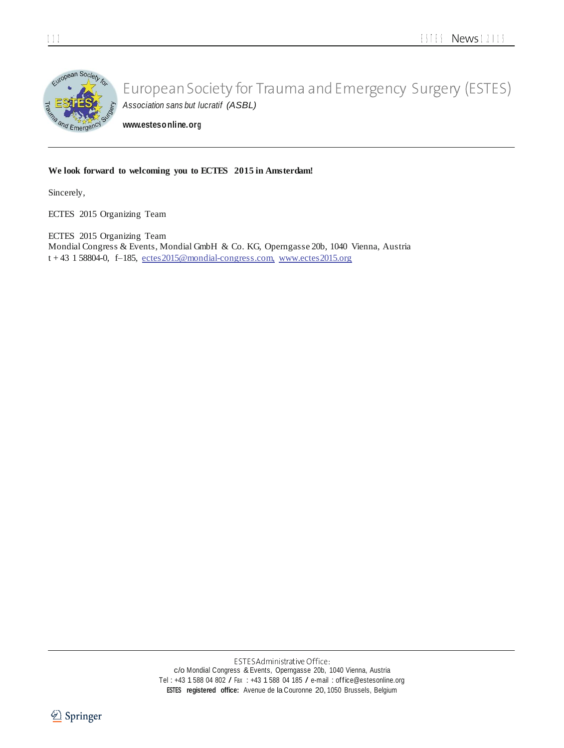# European Society for Trauma and Emergency Surgery (ESTES)

*Association sans but lucratif (ASBL)*

**www.estesonline.org**

**We look forward to welcoming you to ECTES 2015 in Amsterdam!**

Sincerely,

ECTES 2015 Organizing Team

ECTES 2015 Organizing Team
Mondial Congress & Events, Mondial GmbH & Co. KG, Operngasse 20b, 1040 Vienna, Austria
t + 43 1 58804-0, f–185, ectes2015@mondial-congress.com, www.ectes2015.org

ESTES Administrative Office:
c/o Mondial Congress & Events, Operngasse 20b, 1040 Vienna, Austria
Tel : +43 1 588 04 802 / Fax : +43 1 588 04 185 / e-mail : office@estesonline.org
**ESTES registered office:** Avenue de la Couronne 20, 1050 Brussels, Belgium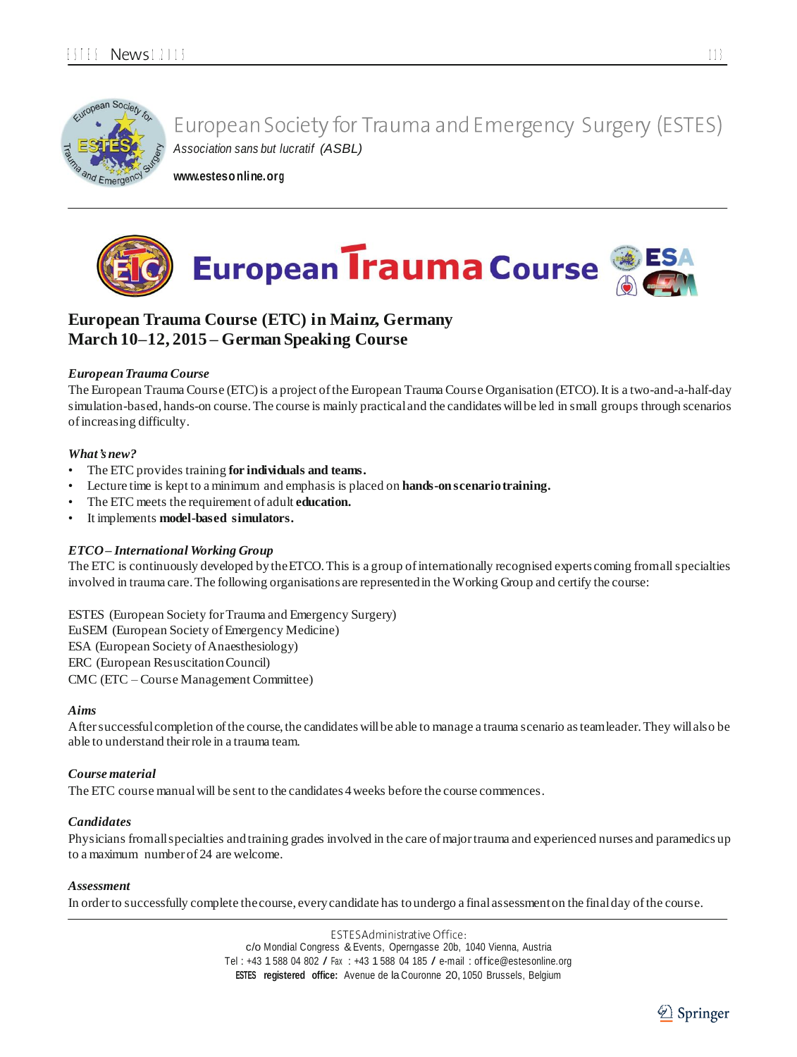# European Society for Trauma and Emergency Surgery (ESTES)

*Association sans but lucratif (ASBL)*

**www.estesonline.org**

# European Trauma Course

## European Trauma Course (ETC) in Mainz, Germany
## March 10–12, 2015 – German Speaking Course

### *European Trauma Course*

The European Trauma Course (ETC) is a project of the European Trauma Course Organisation (ETCO). It is a two-and-a-half-day simulation-based, hands-on course. The course is mainly practical and the candidates will be led in small groups through scenarios of increasing difficulty.

### *What's new?*

- The ETC provides training **for individuals and teams.**
- Lecture time is kept to a minimum and emphasis is placed on **hands-on scenario training.**
- The ETC meets the requirement of adult **education.**
- It implements **model-based simulators.**

### *ETCO – International Working Group*

The ETC is continuously developed by the ETCO. This is a group of internationally recognised experts coming from all specialties involved in trauma care. The following organisations are represented in the Working Group and certify the course:

ESTES (European Society for Trauma and Emergency Surgery)
EuSEM (European Society of Emergency Medicine)
ESA (European Society of Anaesthesiology)
ERC (European Resuscitation Council)
CMC (ETC – Course Management Committee)

### *Aims*

After successful completion of the course, the candidates will be able to manage a trauma scenario as team leader. They will also be able to understand their role in a trauma team.

### *Course material*

The ETC course manual will be sent to the candidates 4 weeks before the course commences.

### *Candidates*

Physicians from all specialties and training grades involved in the care of major trauma and experienced nurses and paramedics up to a maximum number of 24 are welcome.

### *Assessment*

In order to successfully complete the course, every candidate has to undergo a final assessment on the final day of the course.

ESTES Administrative Office:
c/o Mondial Congress & Events, Operngasse 20b, 1040 Vienna, Austria
Tel : +43 1 588 04 802 / Fax : +43 1 588 04 185 / e-mail : office@estesonline.org
**ESTES registered office:** Avenue de la Couronne 20, 1050 Brussels, Belgium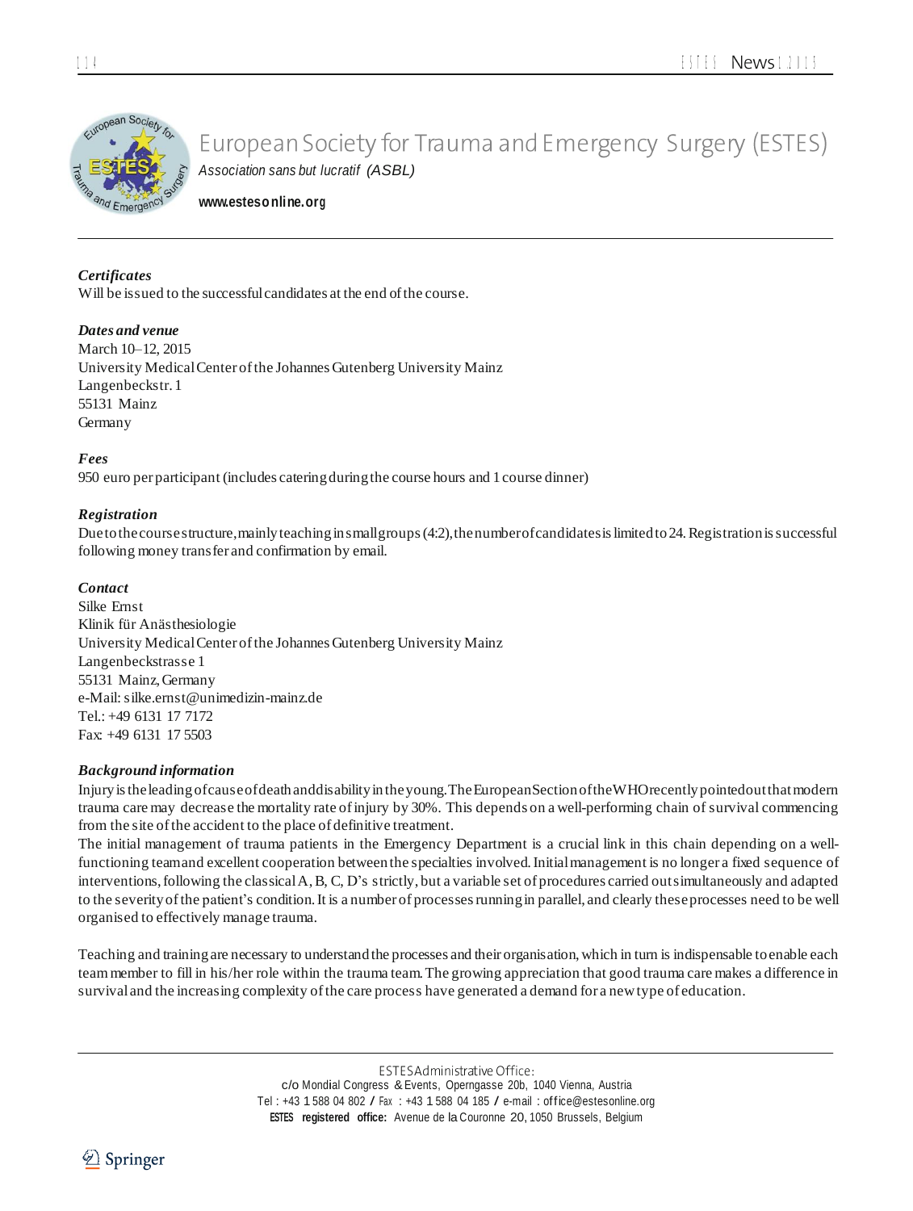# European Society for Trauma and Emergency Surgery (ESTES)

*Association sans but lucratif (ASBL)*

**www.estesonline.org**

***Certificates***

Will be issued to the successful candidates at the end of the course.

***Dates and venue***

March 10–12, 2015
University Medical Center of the Johannes Gutenberg University Mainz
Langenbeckstr. 1
55131 Mainz
Germany

***Fees***

950 euro per participant (includes catering during the course hours and 1 course dinner)

***Registration***

Due to the course structure, mainly teaching in small groups (4:2), the number of candidates is limited to 24. Registration is successful following money transfer and confirmation by email.

***Contact***

Silke Ernst
Klinik für Anästhesiologie
University Medical Center of the Johannes Gutenberg University Mainz
Langenbeckstrasse 1
55131 Mainz, Germany
e-Mail: silke.ernst@unimedizin-mainz.de
Tel.: +49 6131 17 7172
Fax: +49 6131 17 5503

***Background information***

Injury is the leading of cause of death and disability in the young. The European Section of the WHO recently pointed out that modern trauma care may decrease the mortality rate of injury by 30%. This depends on a well-performing chain of survival commencing from the site of the accident to the place of definitive treatment.

The initial management of trauma patients in the Emergency Department is a crucial link in this chain depending on a well-functioning team and excellent cooperation between the specialties involved. Initial management is no longer a fixed sequence of interventions, following the classical A, B, C, D's strictly, but a variable set of procedures carried out simultaneously and adapted to the severity of the patient's condition. It is a number of processes running in parallel, and clearly these processes need to be well organised to effectively manage trauma.

Teaching and training are necessary to understand the processes and their organisation, which in turn is indispensable to enable each team member to fill in his/her role within the trauma team. The growing appreciation that good trauma care makes a difference in survival and the increasing complexity of the care process have generated a demand for a new type of education.

ESTES Administrative Office:
c/o Mondial Congress & Events, Operngasse 20b, 1040 Vienna, Austria
Tel : +43 1 588 04 802 / Fax : +43 1 588 04 185 / e-mail : office@estesonline.org
**ESTES registered office:** Avenue de la Couronne 20, 1050 Brussels, Belgium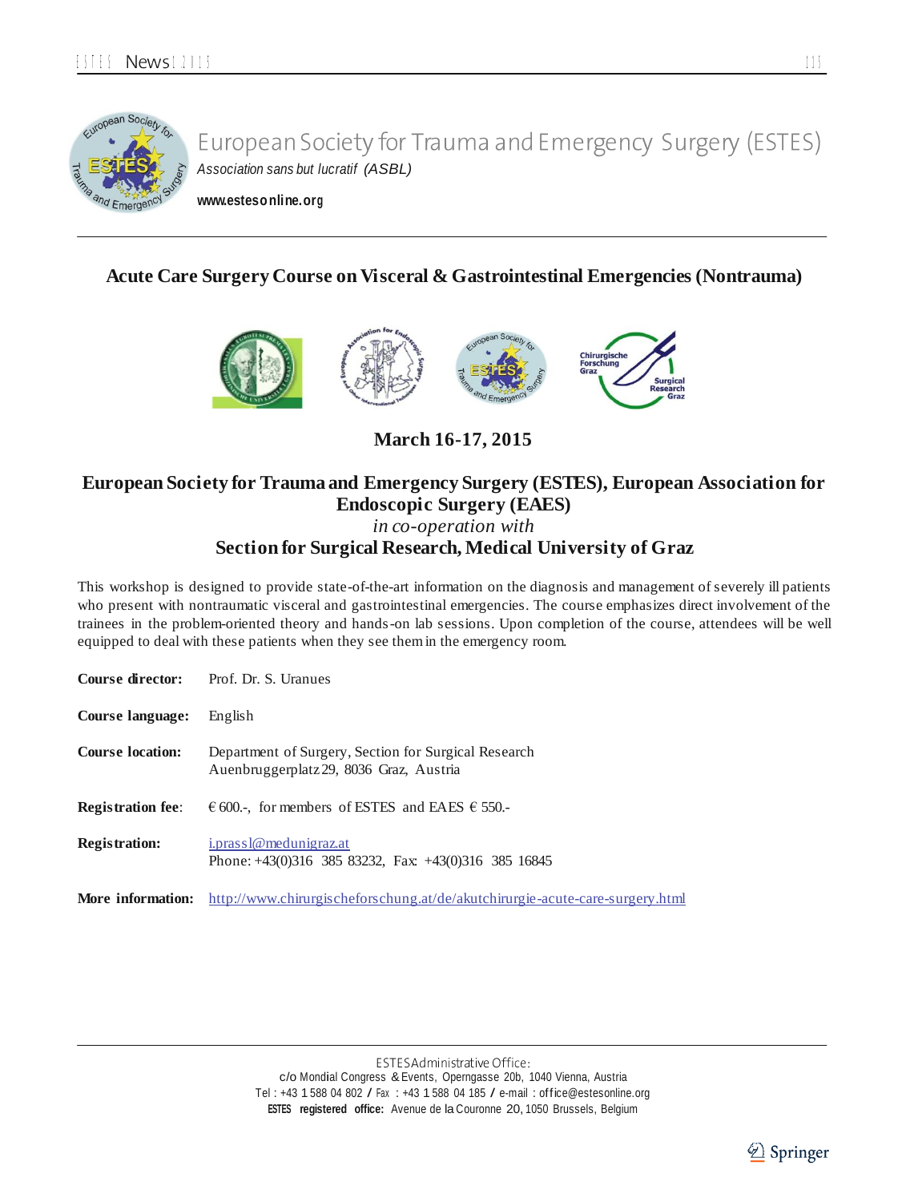European Society for Trauma and Emergency Surgery (ESTES)

*Association sans but lucratif (ASBL)*

**www.estesonline.org**

## Acute Care Surgery Course on Visceral & Gastrointestinal Emergencies (Nontrauma)

### March 16-17, 2015

### European Society for Trauma and Emergency Surgery (ESTES), European Association for Endoscopic Surgery (EAES)

*in co-operation with*

### Section for Surgical Research, Medical University of Graz

This workshop is designed to provide state-of-the-art information on the diagnosis and management of severely ill patients who present with nontraumatic visceral and gastrointestinal emergencies. The course emphasizes direct involvement of the trainees in the problem-oriented theory and hands-on lab sessions. Upon completion of the course, attendees will be well equipped to deal with these patients when they see them in the emergency room.

**Course director:** Prof. Dr. S. Uranues

**Course language:** English

**Course location:** Department of Surgery, Section for Surgical Research
Auenbruggerplatz 29, 8036 Graz, Austria

**Registration fee:** € 600.-, for members of ESTES and EAES € 550.-

**Registration:** i.prassl@medunigraz.at
Phone: +43(0)316 385 83232, Fax: +43(0)316 385 16845

**More information:** http://www.chirurgischeforschung.at/de/akutchirurgie-acute-care-surgery.html

ESTES Administrative Office:
c/o Mondial Congress & Events, Operngasse 20b, 1040 Vienna, Austria
Tel : +43 1 588 04 802 / Fax : +43 1 588 04 185 / e-mail : office@estesonline.org
**ESTES registered office:** Avenue de la Couronne 20, 1050 Brussels, Belgium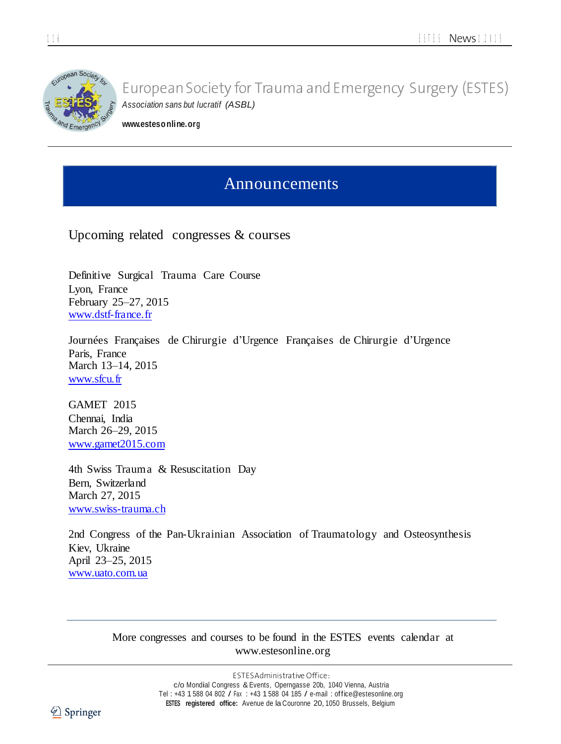# European Society for Trauma and Emergency Surgery (ESTES)

*Association sans but lucratif (ASBL)*

**www.estesonline.org**

## Announcements

### Upcoming related congresses & courses

Definitive Surgical Trauma Care Course
Lyon, France
February 25–27, 2015
www.dstf-france.fr

Journées Françaises de Chirurgie d'Urgence Françaises de Chirurgie d'Urgence
Paris, France
March 13–14, 2015
www.sfcu.fr

GAMET 2015
Chennai, India
March 26–29, 2015
www.gamet2015.com

4th Swiss Trauma & Resuscitation Day
Bern, Switzerland
March 27, 2015
www.swiss-trauma.ch

2nd Congress of the Pan-Ukrainian Association of Traumatology and Osteosynthesis
Kiev, Ukraine
April 23–25, 2015
www.uato.com.ua

---

More congresses and courses to be found in the ESTES events calendar at www.estesonline.org

---

ESTES Administrative Office:
c/o Mondial Congress & Events, Operngasse 20b, 1040 Vienna, Austria
Tel : +43 1 588 04 802 / Fax : +43 1 588 04 185 / e-mail : office@estesonline.org
**ESTES registered office:** Avenue de la Couronne 20, 1050 Brussels, Belgium